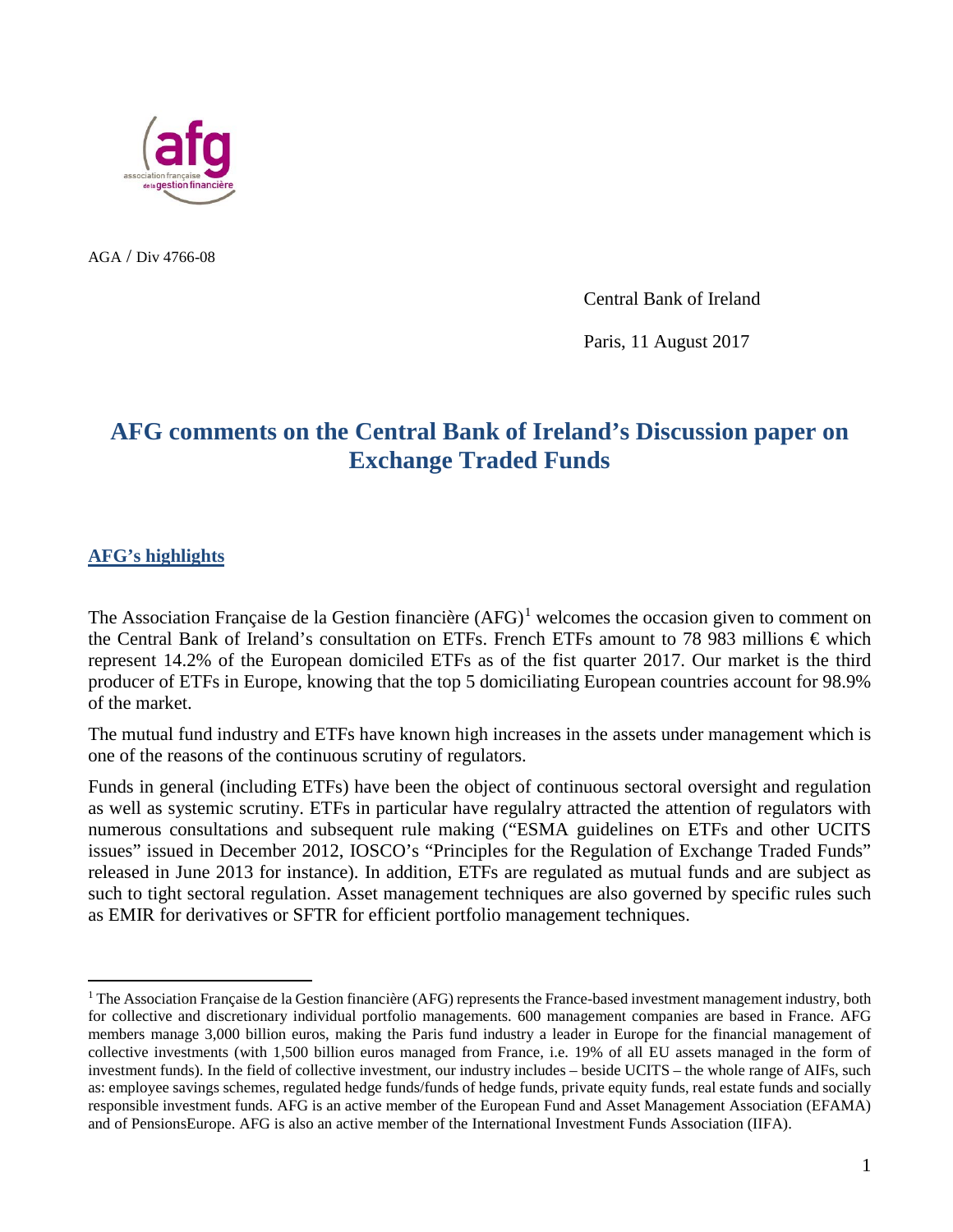AGA / Div 4766-08

Central Bank of Ireland

Paris, 11 August 2017

# AFG comments on the Central Bank of Ireland's Discussion paper on Exchange Traded Funds

## AFG's highlights

The Association Française de la Gestion financière (AFG)[1] welcomes the occasion given to comment on the Central Bank of Ireland's consultation on ETFs. French ETFs amount to 78 983 millions € which represent 14.2% of the European domiciled ETFs as of the fist quarter 2017. Our market is the third producer of ETFs in Europe, knowing that the top 5 domiciliating European countries account for 98.9% of the market.

The mutual fund industry and ETFs have known high increases in the assets under management which is one of the reasons of the continuous scrutiny of regulators.

Funds in general (including ETFs) have been the object of continuous sectoral oversight and regulation as well as systemic scrutiny. ETFs in particular have regulalry attracted the attention of regulators with numerous consultations and subsequent rule making ("ESMA guidelines on ETFs and other UCITS issues" issued in December 2012, IOSCO's "Principles for the Regulation of Exchange Traded Funds" released in June 2013 for instance). In addition, ETFs are regulated as mutual funds and are subject as such to tight sectoral regulation. Asset management techniques are also governed by specific rules such as EMIR for derivatives or SFTR for efficient portfolio management techniques.

[1] The Association Française de la Gestion financière (AFG) represents the France-based investment management industry, both for collective and discretionary individual portfolio managements. 600 management companies are based in France. AFG members manage 3,000 billion euros, making the Paris fund industry a leader in Europe for the financial management of collective investments (with 1,500 billion euros managed from France, i.e. 19% of all EU assets managed in the form of investment funds). In the field of collective investment, our industry includes – beside UCITS – the whole range of AIFs, such as: employee savings schemes, regulated hedge funds/funds of hedge funds, private equity funds, real estate funds and socially responsible investment funds. AFG is an active member of the European Fund and Asset Management Association (EFAMA) and of PensionsEurope. AFG is also an active member of the International Investment Funds Association (IIFA).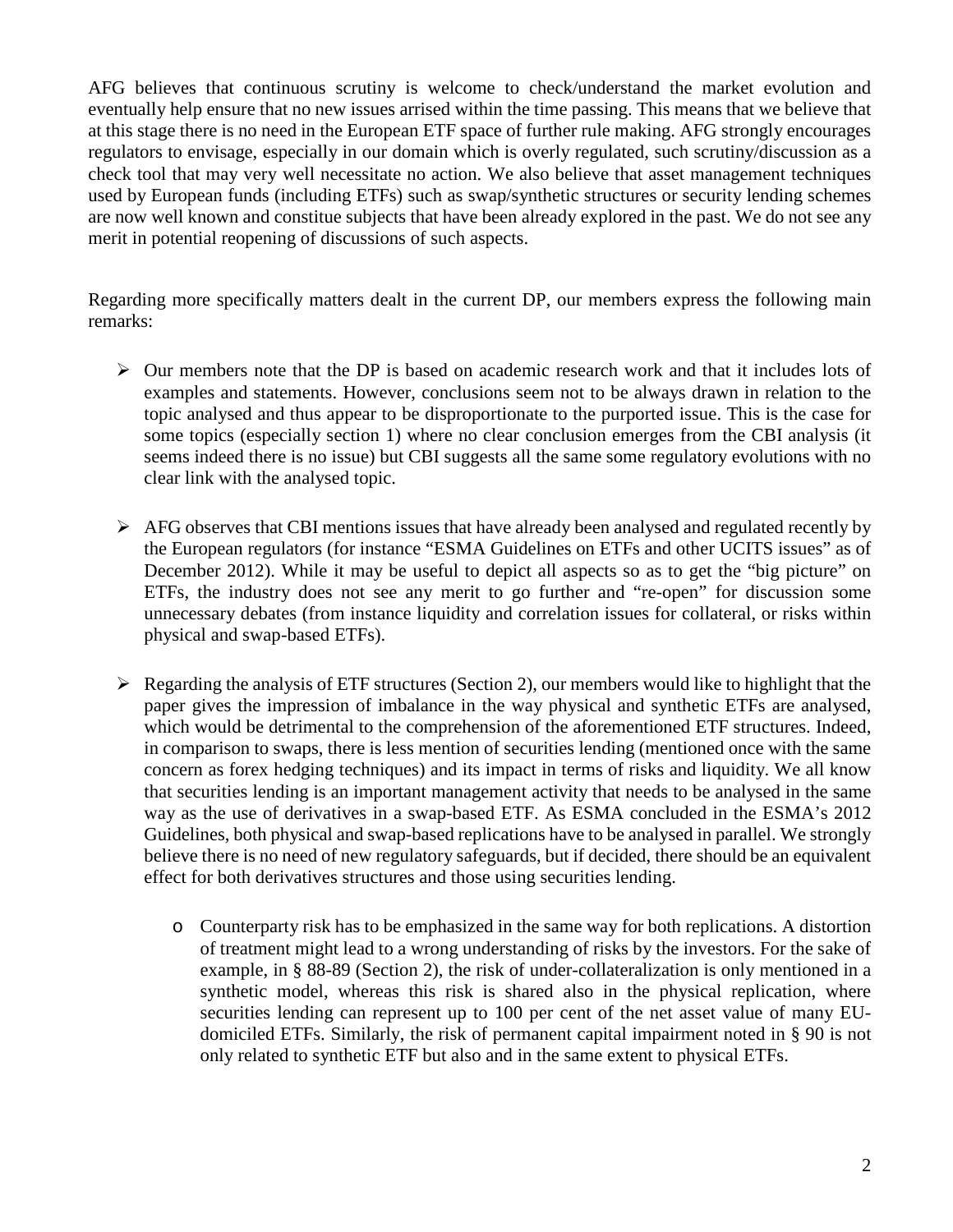AFG believes that continuous scrutiny is welcome to check/understand the market evolution and eventually help ensure that no new issues arrised within the time passing. This means that we believe that at this stage there is no need in the European ETF space of further rule making. AFG strongly encourages regulators to envisage, especially in our domain which is overly regulated, such scrutiny/discussion as a check tool that may very well necessitate no action. We also believe that asset management techniques used by European funds (including ETFs) such as swap/synthetic structures or security lending schemes are now well known and constitue subjects that have been already explored in the past. We do not see any merit in potential reopening of discussions of such aspects.

Regarding more specifically matters dealt in the current DP, our members express the following main remarks:

- Our members note that the DP is based on academic research work and that it includes lots of examples and statements. However, conclusions seem not to be always drawn in relation to the topic analysed and thus appear to be disproportionate to the purported issue. This is the case for some topics (especially section 1) where no clear conclusion emerges from the CBI analysis (it seems indeed there is no issue) but CBI suggests all the same some regulatory evolutions with no clear link with the analysed topic.

- AFG observes that CBI mentions issues that have already been analysed and regulated recently by the European regulators (for instance "ESMA Guidelines on ETFs and other UCITS issues" as of December 2012). While it may be useful to depict all aspects so as to get the "big picture" on ETFs, the industry does not see any merit to go further and "re-open" for discussion some unnecessary debates (from instance liquidity and correlation issues for collateral, or risks within physical and swap-based ETFs).

- Regarding the analysis of ETF structures (Section 2), our members would like to highlight that the paper gives the impression of imbalance in the way physical and synthetic ETFs are analysed, which would be detrimental to the comprehension of the aforementioned ETF structures. Indeed, in comparison to swaps, there is less mention of securities lending (mentioned once with the same concern as forex hedging techniques) and its impact in terms of risks and liquidity. We all know that securities lending is an important management activity that needs to be analysed in the same way as the use of derivatives in a swap-based ETF. As ESMA concluded in the ESMA's 2012 Guidelines, both physical and swap-based replications have to be analysed in parallel. We strongly believe there is no need of new regulatory safeguards, but if decided, there should be an equivalent effect for both derivatives structures and those using securities lending.

    - Counterparty risk has to be emphasized in the same way for both replications. A distortion of treatment might lead to a wrong understanding of risks by the investors. For the sake of example, in § 88-89 (Section 2), the risk of under-collateralization is only mentioned in a synthetic model, whereas this risk is shared also in the physical replication, where securities lending can represent up to 100 per cent of the net asset value of many EU-domiciled ETFs. Similarly, the risk of permanent capital impairment noted in § 90 is not only related to synthetic ETF but also and in the same extent to physical ETFs.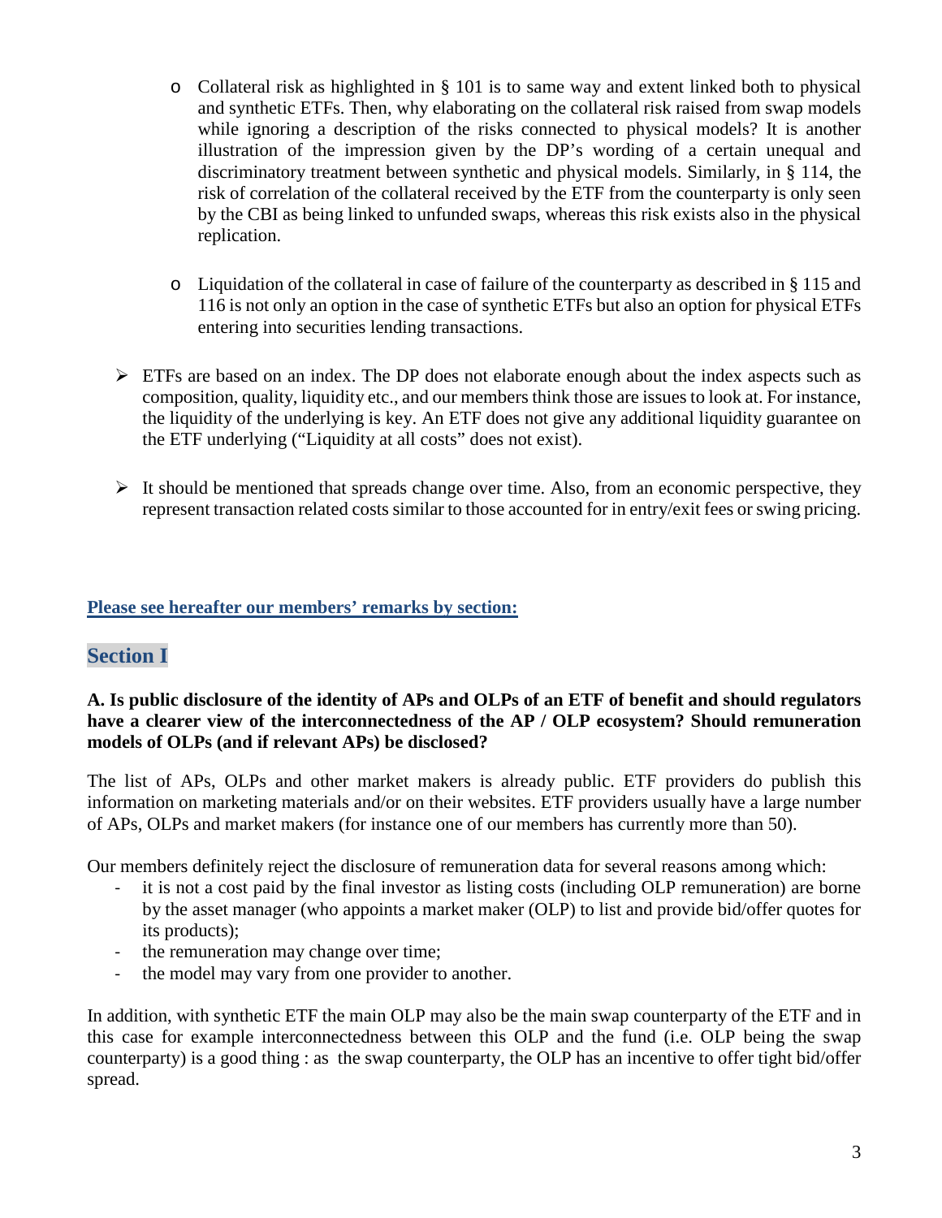- Collateral risk as highlighted in § 101 is to same way and extent linked both to physical and synthetic ETFs. Then, why elaborating on the collateral risk raised from swap models while ignoring a description of the risks connected to physical models? It is another illustration of the impression given by the DP's wording of a certain unequal and discriminatory treatment between synthetic and physical models. Similarly, in § 114, the risk of correlation of the collateral received by the ETF from the counterparty is only seen by the CBI as being linked to unfunded swaps, whereas this risk exists also in the physical replication.

  - Liquidation of the collateral in case of failure of the counterparty as described in § 115 and 116 is not only an option in the case of synthetic ETFs but also an option for physical ETFs entering into securities lending transactions.

- ETFs are based on an index. The DP does not elaborate enough about the index aspects such as composition, quality, liquidity etc., and our members think those are issues to look at. For instance, the liquidity of the underlying is key. An ETF does not give any additional liquidity guarantee on the ETF underlying ("Liquidity at all costs" does not exist).

- It should be mentioned that spreads change over time. Also, from an economic perspective, they represent transaction related costs similar to those accounted for in entry/exit fees or swing pricing.

**Please see hereafter our members' remarks by section:**

## Section I

**A. Is public disclosure of the identity of APs and OLPs of an ETF of benefit and should regulators have a clearer view of the interconnectedness of the AP / OLP ecosystem? Should remuneration models of OLPs (and if relevant APs) be disclosed?**

The list of APs, OLPs and other market makers is already public. ETF providers do publish this information on marketing materials and/or on their websites. ETF providers usually have a large number of APs, OLPs and market makers (for instance one of our members has currently more than 50).

Our members definitely reject the disclosure of remuneration data for several reasons among which:

- it is not a cost paid by the final investor as listing costs (including OLP remuneration) are borne by the asset manager (who appoints a market maker (OLP) to list and provide bid/offer quotes for its products);
- the remuneration may change over time;
- the model may vary from one provider to another.

In addition, with synthetic ETF the main OLP may also be the main swap counterparty of the ETF and in this case for example interconnectedness between this OLP and the fund (i.e. OLP being the swap counterparty) is a good thing : as the swap counterparty, the OLP has an incentive to offer tight bid/offer spread.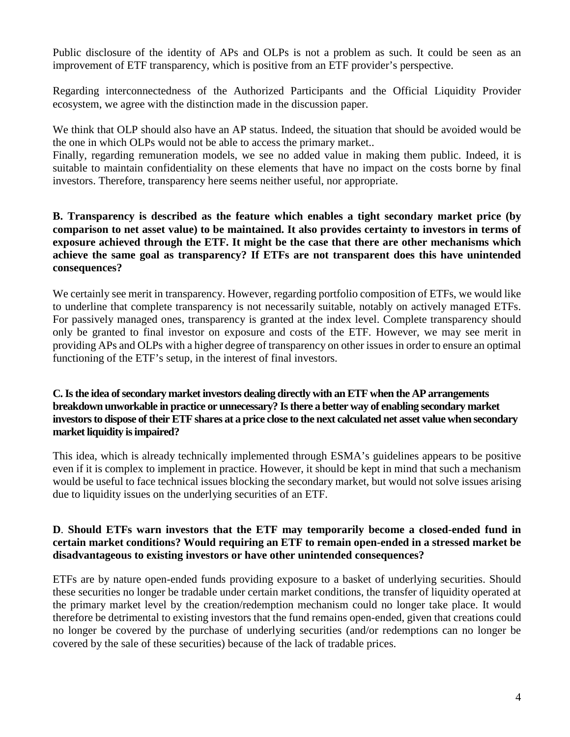Public disclosure of the identity of APs and OLPs is not a problem as such. It could be seen as an improvement of ETF transparency, which is positive from an ETF provider's perspective.

Regarding interconnectedness of the Authorized Participants and the Official Liquidity Provider ecosystem, we agree with the distinction made in the discussion paper.

We think that OLP should also have an AP status. Indeed, the situation that should be avoided would be the one in which OLPs would not be able to access the primary market..

Finally, regarding remuneration models, we see no added value in making them public. Indeed, it is suitable to maintain confidentiality on these elements that have no impact on the costs borne by final investors. Therefore, transparency here seems neither useful, nor appropriate.

**B. Transparency is described as the feature which enables a tight secondary market price (by comparison to net asset value) to be maintained. It also provides certainty to investors in terms of exposure achieved through the ETF. It might be the case that there are other mechanisms which achieve the same goal as transparency? If ETFs are not transparent does this have unintended consequences?**

We certainly see merit in transparency. However, regarding portfolio composition of ETFs, we would like to underline that complete transparency is not necessarily suitable, notably on actively managed ETFs. For passively managed ones, transparency is granted at the index level. Complete transparency should only be granted to final investor on exposure and costs of the ETF. However, we may see merit in providing APs and OLPs with a higher degree of transparency on other issues in order to ensure an optimal functioning of the ETF's setup, in the interest of final investors.

**C. Is the idea of secondary market investors dealing directly with an ETF when the AP arrangements breakdown unworkable in practice or unnecessary? Is there a better way of enabling secondary market investors to dispose of their ETF shares at a price close to the next calculated net asset value when secondary market liquidity is impaired?**

This idea, which is already technically implemented through ESMA's guidelines appears to be positive even if it is complex to implement in practice. However, it should be kept in mind that such a mechanism would be useful to face technical issues blocking the secondary market, but would not solve issues arising due to liquidity issues on the underlying securities of an ETF.

**D**. **Should ETFs warn investors that the ETF may temporarily become a closed-ended fund in certain market conditions? Would requiring an ETF to remain open-ended in a stressed market be disadvantageous to existing investors or have other unintended consequences?**

ETFs are by nature open-ended funds providing exposure to a basket of underlying securities. Should these securities no longer be tradable under certain market conditions, the transfer of liquidity operated at the primary market level by the creation/redemption mechanism could no longer take place. It would therefore be detrimental to existing investors that the fund remains open-ended, given that creations could no longer be covered by the purchase of underlying securities (and/or redemptions can no longer be covered by the sale of these securities) because of the lack of tradable prices.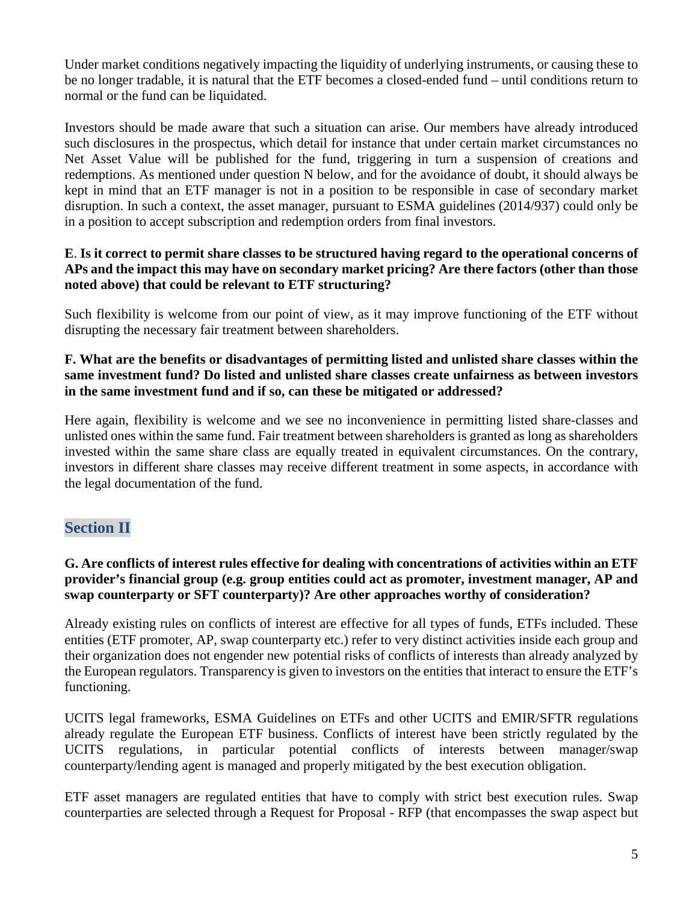Under market conditions negatively impacting the liquidity of underlying instruments, or causing these to be no longer tradable, it is natural that the ETF becomes a closed-ended fund – until conditions return to normal or the fund can be liquidated.

Investors should be made aware that such a situation can arise. Our members have already introduced such disclosures in the prospectus, which detail for instance that under certain market circumstances no Net Asset Value will be published for the fund, triggering in turn a suspension of creations and redemptions. As mentioned under question N below, and for the avoidance of doubt, it should always be kept in mind that an ETF manager is not in a position to be responsible in case of secondary market disruption. In such a context, the asset manager, pursuant to ESMA guidelines (2014/937) could only be in a position to accept subscription and redemption orders from final investors.

**E**. **Is it correct to permit share classes to be structured having regard to the operational concerns of APs and the impact this may have on secondary market pricing? Are there factors (other than those noted above) that could be relevant to ETF structuring?**

Such flexibility is welcome from our point of view, as it may improve functioning of the ETF without disrupting the necessary fair treatment between shareholders.

**F. What are the benefits or disadvantages of permitting listed and unlisted share classes within the same investment fund? Do listed and unlisted share classes create unfairness as between investors in the same investment fund and if so, can these be mitigated or addressed?**

Here again, flexibility is welcome and we see no inconvenience in permitting listed share-classes and unlisted ones within the same fund. Fair treatment between shareholders is granted as long as shareholders invested within the same share class are equally treated in equivalent circumstances. On the contrary, investors in different share classes may receive different treatment in some aspects, in accordance with the legal documentation of the fund.

## Section II

**G. Are conflicts of interest rules effective for dealing with concentrations of activities within an ETF provider's financial group (e.g. group entities could act as promoter, investment manager, AP and swap counterparty or SFT counterparty)? Are other approaches worthy of consideration?**

Already existing rules on conflicts of interest are effective for all types of funds, ETFs included. These entities (ETF promoter, AP, swap counterparty etc.) refer to very distinct activities inside each group and their organization does not engender new potential risks of conflicts of interests than already analyzed by the European regulators. Transparency is given to investors on the entities that interact to ensure the ETF's functioning.

UCITS legal frameworks, ESMA Guidelines on ETFs and other UCITS and EMIR/SFTR regulations already regulate the European ETF business. Conflicts of interest have been strictly regulated by the UCITS regulations, in particular potential conflicts of interests between manager/swap counterparty/lending agent is managed and properly mitigated by the best execution obligation.

ETF asset managers are regulated entities that have to comply with strict best execution rules. Swap counterparties are selected through a Request for Proposal - RFP (that encompasses the swap aspect but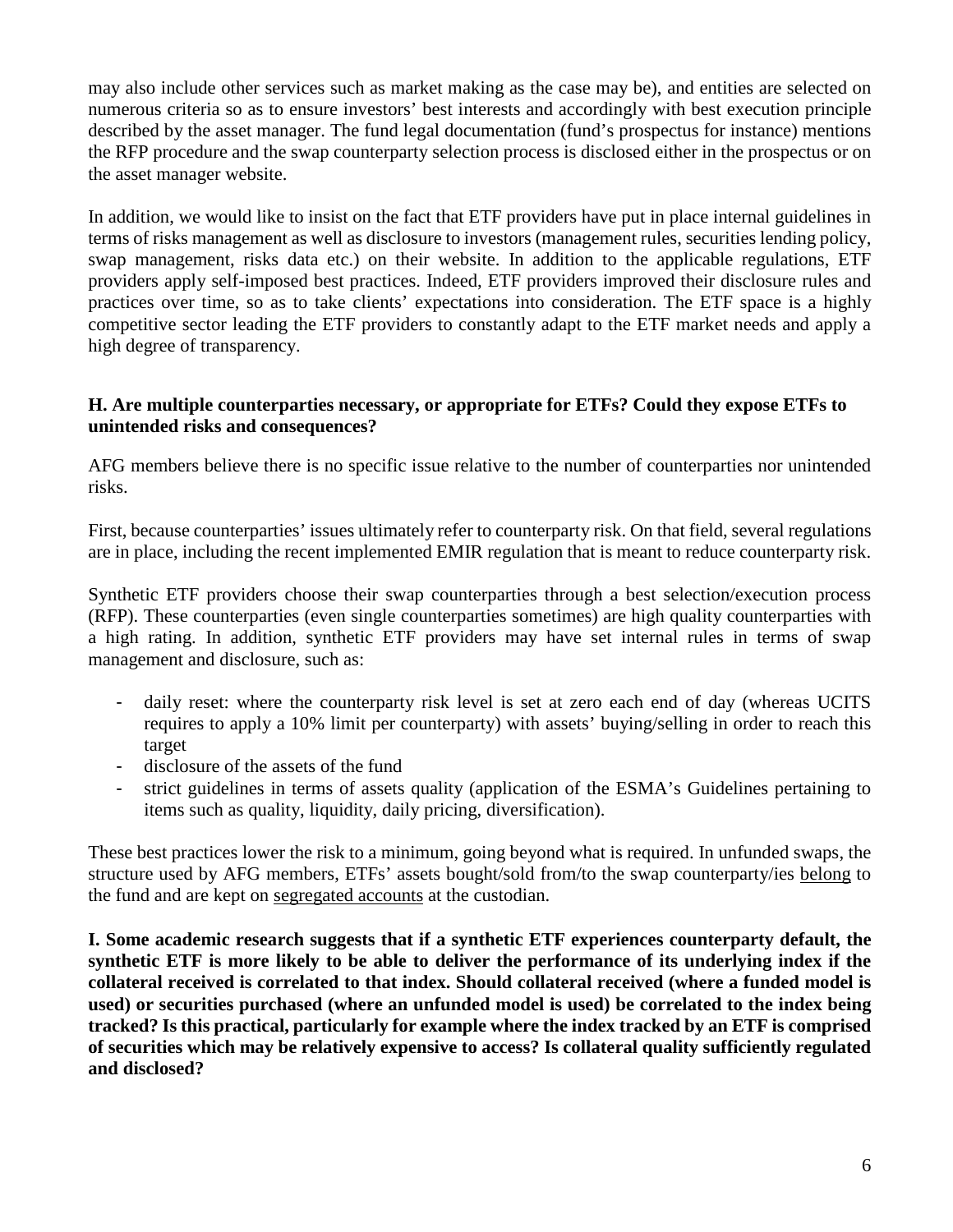may also include other services such as market making as the case may be), and entities are selected on numerous criteria so as to ensure investors' best interests and accordingly with best execution principle described by the asset manager. The fund legal documentation (fund's prospectus for instance) mentions the RFP procedure and the swap counterparty selection process is disclosed either in the prospectus or on the asset manager website.

In addition, we would like to insist on the fact that ETF providers have put in place internal guidelines in terms of risks management as well as disclosure to investors (management rules, securities lending policy, swap management, risks data etc.) on their website. In addition to the applicable regulations, ETF providers apply self-imposed best practices. Indeed, ETF providers improved their disclosure rules and practices over time, so as to take clients' expectations into consideration. The ETF space is a highly competitive sector leading the ETF providers to constantly adapt to the ETF market needs and apply a high degree of transparency.

**H. Are multiple counterparties necessary, or appropriate for ETFs? Could they expose ETFs to unintended risks and consequences?**

AFG members believe there is no specific issue relative to the number of counterparties nor unintended risks.

First, because counterparties' issues ultimately refer to counterparty risk. On that field, several regulations are in place, including the recent implemented EMIR regulation that is meant to reduce counterparty risk.

Synthetic ETF providers choose their swap counterparties through a best selection/execution process (RFP). These counterparties (even single counterparties sometimes) are high quality counterparties with a high rating. In addition, synthetic ETF providers may have set internal rules in terms of swap management and disclosure, such as:

- daily reset: where the counterparty risk level is set at zero each end of day (whereas UCITS requires to apply a 10% limit per counterparty) with assets' buying/selling in order to reach this target
- disclosure of the assets of the fund
- strict guidelines in terms of assets quality (application of the ESMA's Guidelines pertaining to items such as quality, liquidity, daily pricing, diversification).

These best practices lower the risk to a minimum, going beyond what is required. In unfunded swaps, the structure used by AFG members, ETFs' assets bought/sold from/to the swap counterparty/ies belong to the fund and are kept on segregated accounts at the custodian.

**I. Some academic research suggests that if a synthetic ETF experiences counterparty default, the synthetic ETF is more likely to be able to deliver the performance of its underlying index if the collateral received is correlated to that index. Should collateral received (where a funded model is used) or securities purchased (where an unfunded model is used) be correlated to the index being tracked? Is this practical, particularly for example where the index tracked by an ETF is comprised of securities which may be relatively expensive to access? Is collateral quality sufficiently regulated and disclosed?**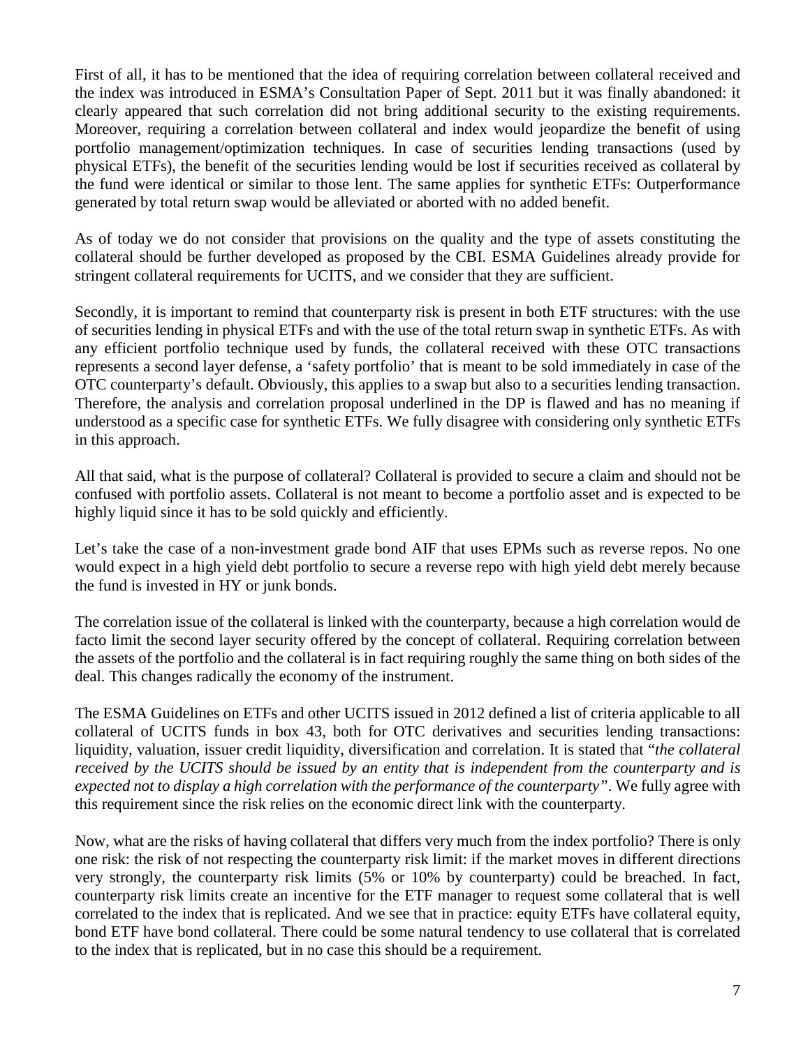First of all, it has to be mentioned that the idea of requiring correlation between collateral received and the index was introduced in ESMA's Consultation Paper of Sept. 2011 but it was finally abandoned: it clearly appeared that such correlation did not bring additional security to the existing requirements. Moreover, requiring a correlation between collateral and index would jeopardize the benefit of using portfolio management/optimization techniques. In case of securities lending transactions (used by physical ETFs), the benefit of the securities lending would be lost if securities received as collateral by the fund were identical or similar to those lent. The same applies for synthetic ETFs: Outperformance generated by total return swap would be alleviated or aborted with no added benefit.

As of today we do not consider that provisions on the quality and the type of assets constituting the collateral should be further developed as proposed by the CBI. ESMA Guidelines already provide for stringent collateral requirements for UCITS, and we consider that they are sufficient.

Secondly, it is important to remind that counterparty risk is present in both ETF structures: with the use of securities lending in physical ETFs and with the use of the total return swap in synthetic ETFs. As with any efficient portfolio technique used by funds, the collateral received with these OTC transactions represents a second layer defense, a 'safety portfolio' that is meant to be sold immediately in case of the OTC counterparty's default. Obviously, this applies to a swap but also to a securities lending transaction. Therefore, the analysis and correlation proposal underlined in the DP is flawed and has no meaning if understood as a specific case for synthetic ETFs. We fully disagree with considering only synthetic ETFs in this approach.

All that said, what is the purpose of collateral? Collateral is provided to secure a claim and should not be confused with portfolio assets. Collateral is not meant to become a portfolio asset and is expected to be highly liquid since it has to be sold quickly and efficiently.

Let's take the case of a non-investment grade bond AIF that uses EPMs such as reverse repos. No one would expect in a high yield debt portfolio to secure a reverse repo with high yield debt merely because the fund is invested in HY or junk bonds.

The correlation issue of the collateral is linked with the counterparty, because a high correlation would de facto limit the second layer security offered by the concept of collateral. Requiring correlation between the assets of the portfolio and the collateral is in fact requiring roughly the same thing on both sides of the deal. This changes radically the economy of the instrument.

The ESMA Guidelines on ETFs and other UCITS issued in 2012 defined a list of criteria applicable to all collateral of UCITS funds in box 43, both for OTC derivatives and securities lending transactions: liquidity, valuation, issuer credit liquidity, diversification and correlation. It is stated that "*the collateral received by the UCITS should be issued by an entity that is independent from the counterparty and is expected not to display a high correlation with the performance of the counterparty*". We fully agree with this requirement since the risk relies on the economic direct link with the counterparty.

Now, what are the risks of having collateral that differs very much from the index portfolio? There is only one risk: the risk of not respecting the counterparty risk limit: if the market moves in different directions very strongly, the counterparty risk limits (5% or 10% by counterparty) could be breached. In fact, counterparty risk limits create an incentive for the ETF manager to request some collateral that is well correlated to the index that is replicated. And we see that in practice: equity ETFs have collateral equity, bond ETF have bond collateral. There could be some natural tendency to use collateral that is correlated to the index that is replicated, but in no case this should be a requirement.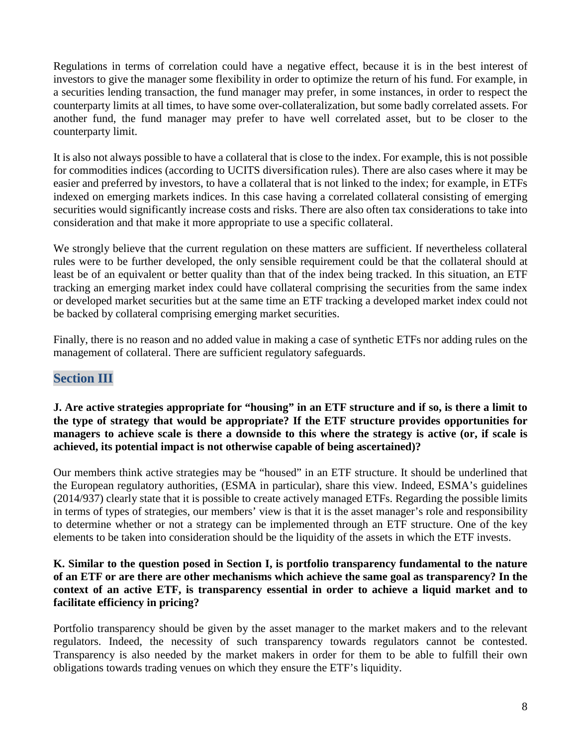Regulations in terms of correlation could have a negative effect, because it is in the best interest of investors to give the manager some flexibility in order to optimize the return of his fund. For example, in a securities lending transaction, the fund manager may prefer, in some instances, in order to respect the counterparty limits at all times, to have some over-collateralization, but some badly correlated assets. For another fund, the fund manager may prefer to have well correlated asset, but to be closer to the counterparty limit.

It is also not always possible to have a collateral that is close to the index. For example, this is not possible for commodities indices (according to UCITS diversification rules). There are also cases where it may be easier and preferred by investors, to have a collateral that is not linked to the index; for example, in ETFs indexed on emerging markets indices. In this case having a correlated collateral consisting of emerging securities would significantly increase costs and risks. There are also often tax considerations to take into consideration and that make it more appropriate to use a specific collateral.

We strongly believe that the current regulation on these matters are sufficient. If nevertheless collateral rules were to be further developed, the only sensible requirement could be that the collateral should at least be of an equivalent or better quality than that of the index being tracked. In this situation, an ETF tracking an emerging market index could have collateral comprising the securities from the same index or developed market securities but at the same time an ETF tracking a developed market index could not be backed by collateral comprising emerging market securities.

Finally, there is no reason and no added value in making a case of synthetic ETFs nor adding rules on the management of collateral. There are sufficient regulatory safeguards.

## Section III

**J. Are active strategies appropriate for "housing" in an ETF structure and if so, is there a limit to the type of strategy that would be appropriate? If the ETF structure provides opportunities for managers to achieve scale is there a downside to this where the strategy is active (or, if scale is achieved, its potential impact is not otherwise capable of being ascertained)?**

Our members think active strategies may be "housed" in an ETF structure. It should be underlined that the European regulatory authorities, (ESMA in particular), share this view. Indeed, ESMA's guidelines (2014/937) clearly state that it is possible to create actively managed ETFs. Regarding the possible limits in terms of types of strategies, our members' view is that it is the asset manager's role and responsibility to determine whether or not a strategy can be implemented through an ETF structure. One of the key elements to be taken into consideration should be the liquidity of the assets in which the ETF invests.

**K. Similar to the question posed in Section I, is portfolio transparency fundamental to the nature of an ETF or are there are other mechanisms which achieve the same goal as transparency? In the context of an active ETF, is transparency essential in order to achieve a liquid market and to facilitate efficiency in pricing?**

Portfolio transparency should be given by the asset manager to the market makers and to the relevant regulators. Indeed, the necessity of such transparency towards regulators cannot be contested. Transparency is also needed by the market makers in order for them to be able to fulfill their own obligations towards trading venues on which they ensure the ETF's liquidity.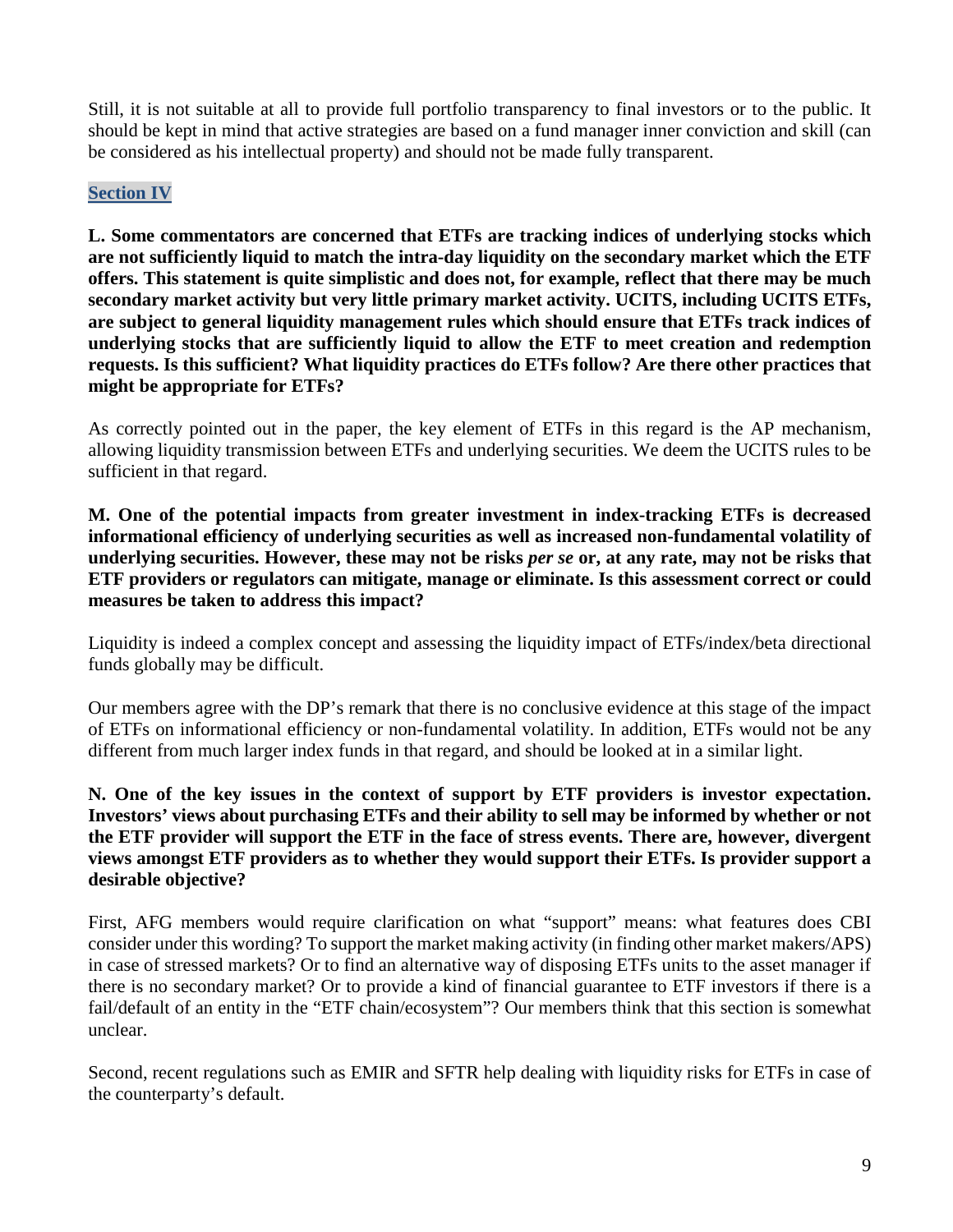Still, it is not suitable at all to provide full portfolio transparency to final investors or to the public. It should be kept in mind that active strategies are based on a fund manager inner conviction and skill (can be considered as his intellectual property) and should not be made fully transparent.

## Section IV

**L. Some commentators are concerned that ETFs are tracking indices of underlying stocks which are not sufficiently liquid to match the intra-day liquidity on the secondary market which the ETF offers. This statement is quite simplistic and does not, for example, reflect that there may be much secondary market activity but very little primary market activity. UCITS, including UCITS ETFs, are subject to general liquidity management rules which should ensure that ETFs track indices of underlying stocks that are sufficiently liquid to allow the ETF to meet creation and redemption requests. Is this sufficient? What liquidity practices do ETFs follow? Are there other practices that might be appropriate for ETFs?**

As correctly pointed out in the paper, the key element of ETFs in this regard is the AP mechanism, allowing liquidity transmission between ETFs and underlying securities. We deem the UCITS rules to be sufficient in that regard.

**M. One of the potential impacts from greater investment in index-tracking ETFs is decreased informational efficiency of underlying securities as well as increased non-fundamental volatility of underlying securities. However, these may not be risks *per se* or, at any rate, may not be risks that ETF providers or regulators can mitigate, manage or eliminate. Is this assessment correct or could measures be taken to address this impact?**

Liquidity is indeed a complex concept and assessing the liquidity impact of ETFs/index/beta directional funds globally may be difficult.

Our members agree with the DP's remark that there is no conclusive evidence at this stage of the impact of ETFs on informational efficiency or non-fundamental volatility. In addition, ETFs would not be any different from much larger index funds in that regard, and should be looked at in a similar light.

**N. One of the key issues in the context of support by ETF providers is investor expectation. Investors' views about purchasing ETFs and their ability to sell may be informed by whether or not the ETF provider will support the ETF in the face of stress events. There are, however, divergent views amongst ETF providers as to whether they would support their ETFs. Is provider support a desirable objective?**

First, AFG members would require clarification on what "support" means: what features does CBI consider under this wording? To support the market making activity (in finding other market makers/APS) in case of stressed markets? Or to find an alternative way of disposing ETFs units to the asset manager if there is no secondary market? Or to provide a kind of financial guarantee to ETF investors if there is a fail/default of an entity in the "ETF chain/ecosystem"? Our members think that this section is somewhat unclear.

Second, recent regulations such as EMIR and SFTR help dealing with liquidity risks for ETFs in case of the counterparty's default.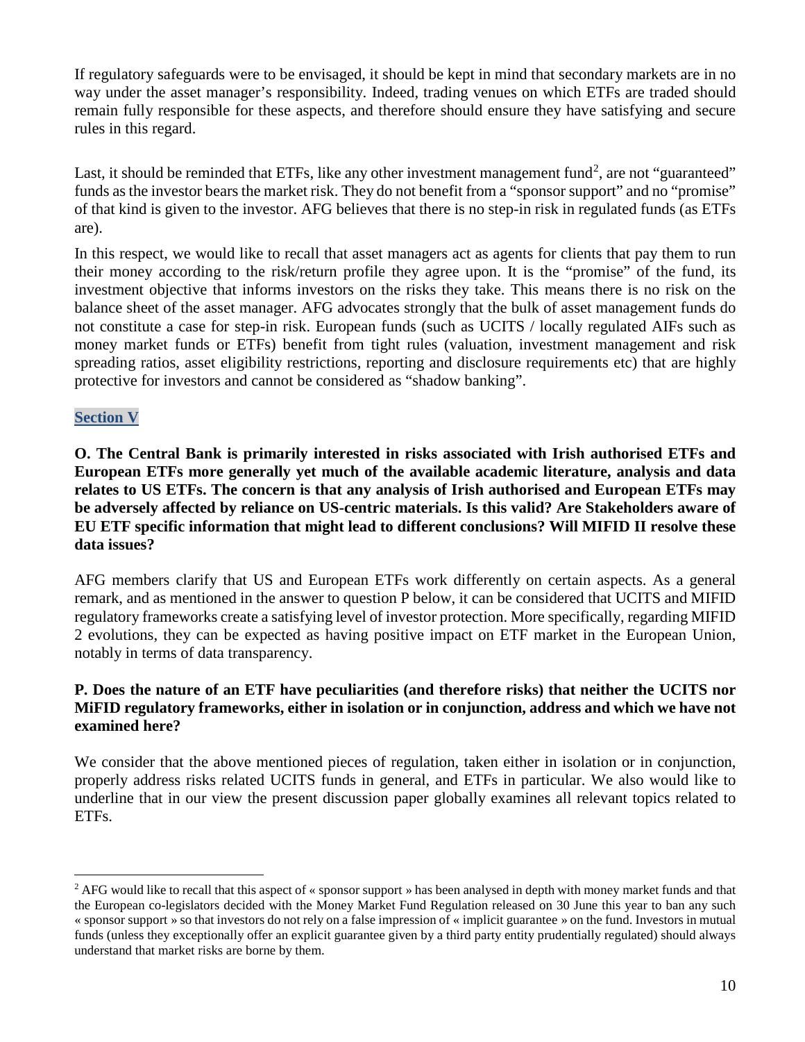If regulatory safeguards were to be envisaged, it should be kept in mind that secondary markets are in no way under the asset manager's responsibility. Indeed, trading venues on which ETFs are traded should remain fully responsible for these aspects, and therefore should ensure they have satisfying and secure rules in this regard.

Last, it should be reminded that ETFs, like any other investment management fund[2], are not "guaranteed" funds as the investor bears the market risk. They do not benefit from a "sponsor support" and no "promise" of that kind is given to the investor. AFG believes that there is no step-in risk in regulated funds (as ETFs are).

In this respect, we would like to recall that asset managers act as agents for clients that pay them to run their money according to the risk/return profile they agree upon. It is the "promise" of the fund, its investment objective that informs investors on the risks they take. This means there is no risk on the balance sheet of the asset manager. AFG advocates strongly that the bulk of asset management funds do not constitute a case for step-in risk. European funds (such as UCITS / locally regulated AIFs such as money market funds or ETFs) benefit from tight rules (valuation, investment management and risk spreading ratios, asset eligibility restrictions, reporting and disclosure requirements etc) that are highly protective for investors and cannot be considered as "shadow banking".

## Section V

**O. The Central Bank is primarily interested in risks associated with Irish authorised ETFs and European ETFs more generally yet much of the available academic literature, analysis and data relates to US ETFs. The concern is that any analysis of Irish authorised and European ETFs may be adversely affected by reliance on US-centric materials. Is this valid? Are Stakeholders aware of EU ETF specific information that might lead to different conclusions? Will MIFID II resolve these data issues?**

AFG members clarify that US and European ETFs work differently on certain aspects. As a general remark, and as mentioned in the answer to question P below, it can be considered that UCITS and MIFID regulatory frameworks create a satisfying level of investor protection. More specifically, regarding MIFID 2 evolutions, they can be expected as having positive impact on ETF market in the European Union, notably in terms of data transparency.

**P. Does the nature of an ETF have peculiarities (and therefore risks) that neither the UCITS nor MiFID regulatory frameworks, either in isolation or in conjunction, address and which we have not examined here?**

We consider that the above mentioned pieces of regulation, taken either in isolation or in conjunction, properly address risks related UCITS funds in general, and ETFs in particular. We also would like to underline that in our view the present discussion paper globally examines all relevant topics related to ETFs.

---

[2] AFG would like to recall that this aspect of « sponsor support » has been analysed in depth with money market funds and that the European co-legislators decided with the Money Market Fund Regulation released on 30 June this year to ban any such « sponsor support » so that investors do not rely on a false impression of « implicit guarantee » on the fund. Investors in mutual funds (unless they exceptionally offer an explicit guarantee given by a third party entity prudentially regulated) should always understand that market risks are borne by them.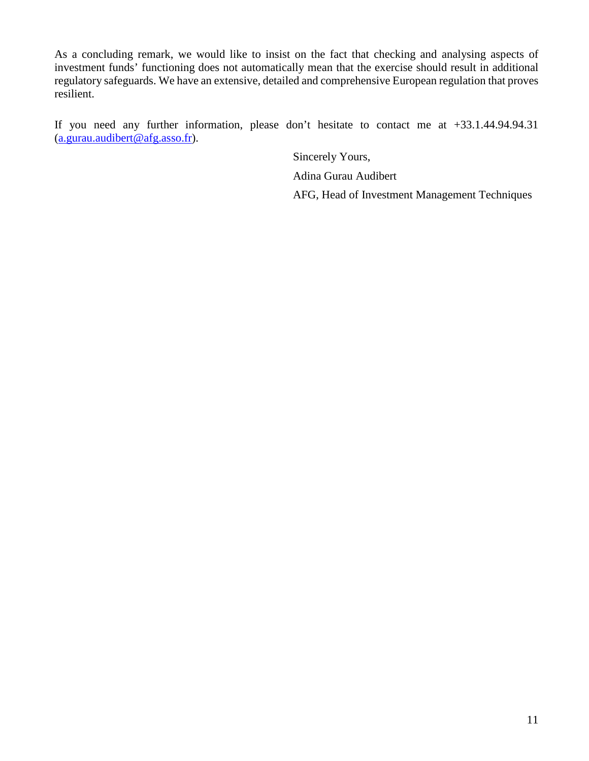As a concluding remark, we would like to insist on the fact that checking and analysing aspects of investment funds' functioning does not automatically mean that the exercise should result in additional regulatory safeguards. We have an extensive, detailed and comprehensive European regulation that proves resilient.

If you need any further information, please don't hesitate to contact me at +33.1.44.94.94.31 (a.gurau.audibert@afg.asso.fr).

Sincerely Yours,

Adina Gurau Audibert

AFG, Head of Investment Management Techniques